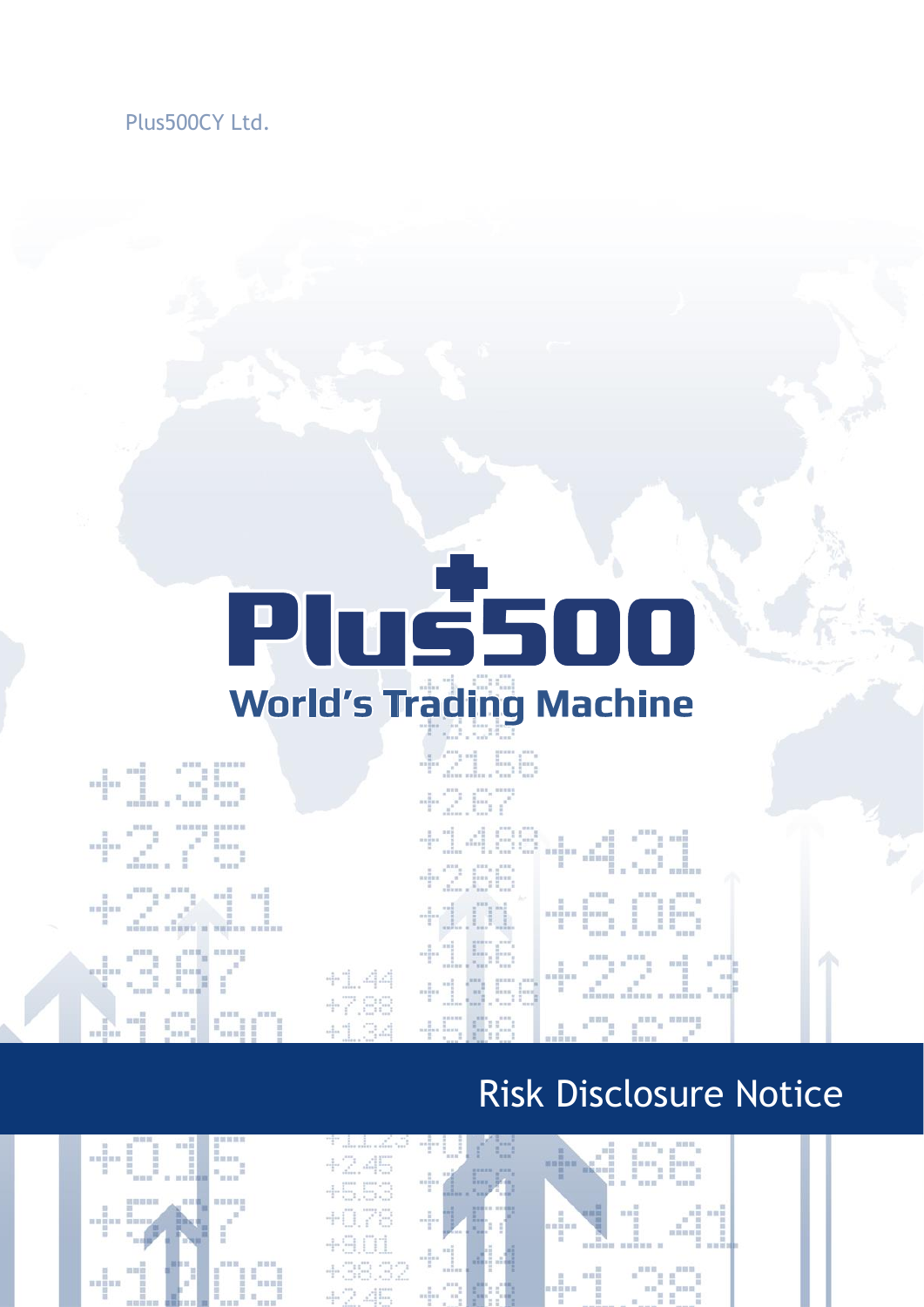Plus500CY Ltd.

Plus500

World's Trading Machine

# Risk Disclosure Notice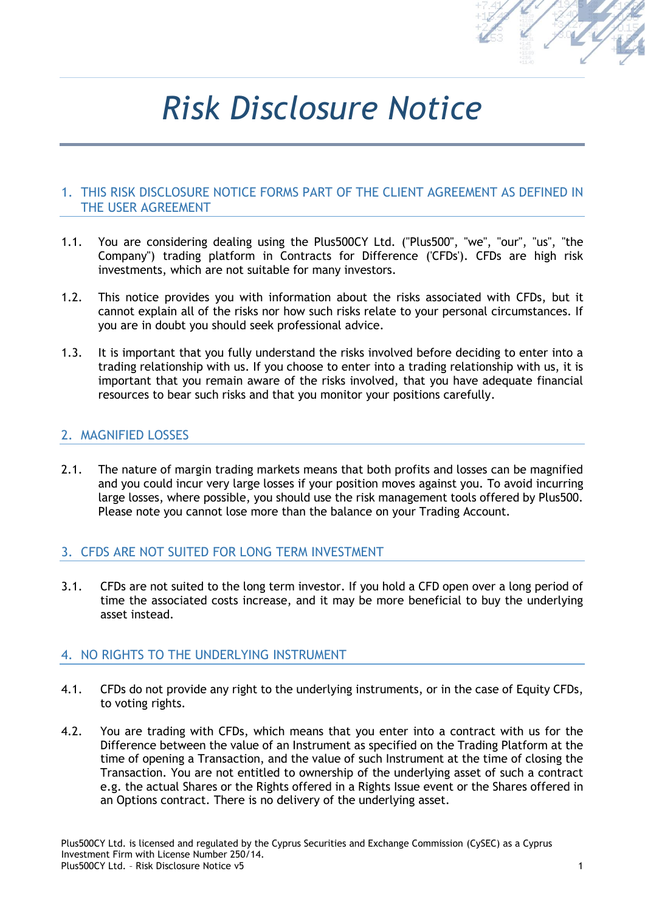# Risk Disclosure Notice

## 1. THIS RISK DISCLOSURE NOTICE FORMS PART OF THE CLIENT AGREEMENT AS DEFINED IN THE USER AGREEMENT

1.1. You are considering dealing using the Plus500CY Ltd. ("Plus500", "we", "our", "us", "the Company") trading platform in Contracts for Difference ('CFDs'). CFDs are high risk investments, which are not suitable for many investors.

1.2. This notice provides you with information about the risks associated with CFDs, but it cannot explain all of the risks nor how such risks relate to your personal circumstances. If you are in doubt you should seek professional advice.

1.3. It is important that you fully understand the risks involved before deciding to enter into a trading relationship with us. If you choose to enter into a trading relationship with us, it is important that you remain aware of the risks involved, that you have adequate financial resources to bear such risks and that you monitor your positions carefully.

## 2. MAGNIFIED LOSSES

2.1. The nature of margin trading markets means that both profits and losses can be magnified and you could incur very large losses if your position moves against you. To avoid incurring large losses, where possible, you should use the risk management tools offered by Plus500. Please note you cannot lose more than the balance on your Trading Account.

## 3. CFDS ARE NOT SUITED FOR LONG TERM INVESTMENT

3.1. CFDs are not suited to the long term investor. If you hold a CFD open over a long period of time the associated costs increase, and it may be more beneficial to buy the underlying asset instead.

## 4. NO RIGHTS TO THE UNDERLYING INSTRUMENT

4.1. CFDs do not provide any right to the underlying instruments, or in the case of Equity CFDs, to voting rights.

4.2. You are trading with CFDs, which means that you enter into a contract with us for the Difference between the value of an Instrument as specified on the Trading Platform at the time of opening a Transaction, and the value of such Instrument at the time of closing the Transaction. You are not entitled to ownership of the underlying asset of such a contract e.g. the actual Shares or the Rights offered in a Rights Issue event or the Shares offered in an Options contract. There is no delivery of the underlying asset.

Plus500CY Ltd. is licensed and regulated by the Cyprus Securities and Exchange Commission (CySEC) as a Cyprus Investment Firm with License Number 250/14.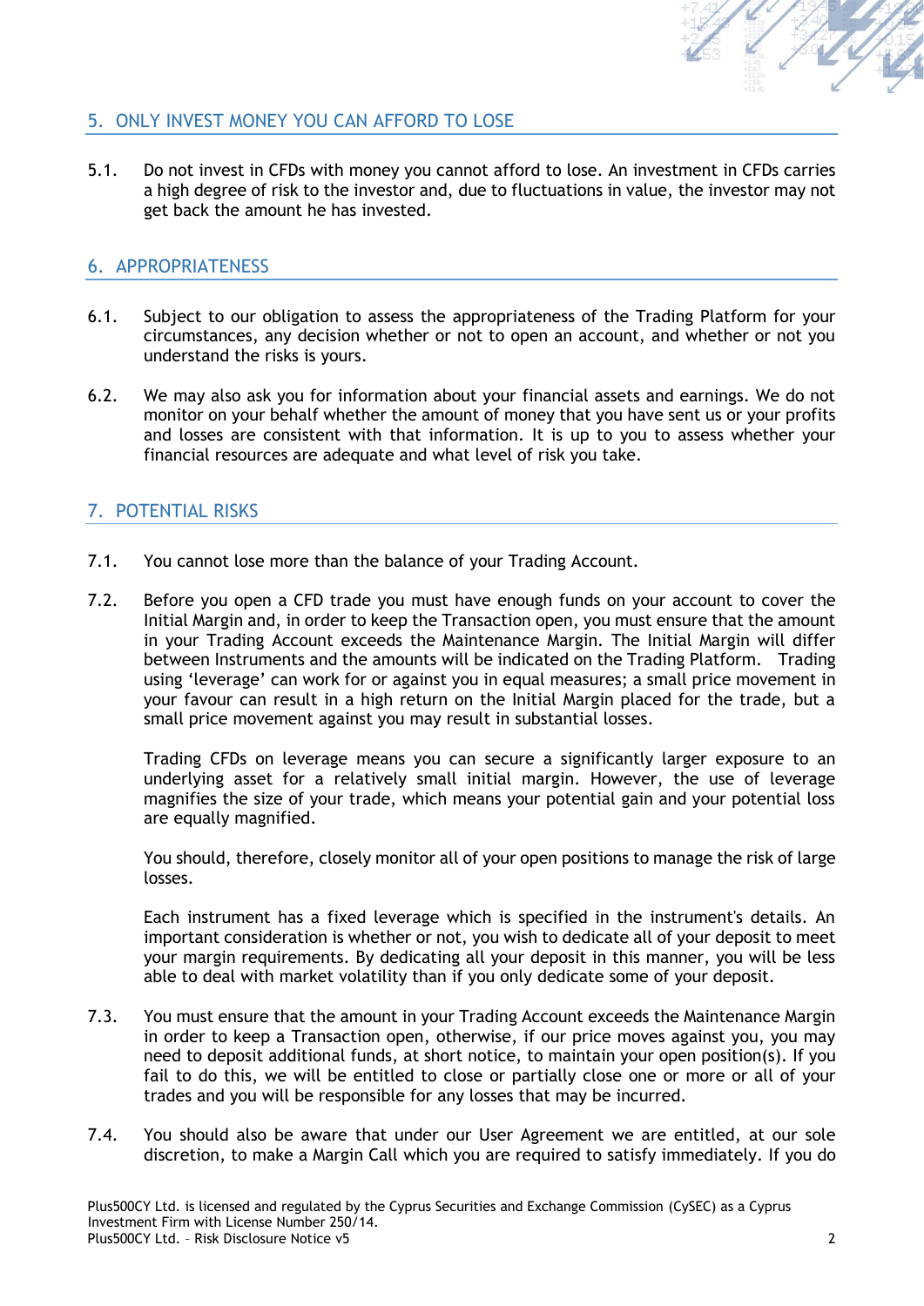## 5. ONLY INVEST MONEY YOU CAN AFFORD TO LOSE

5.1. Do not invest in CFDs with money you cannot afford to lose. An investment in CFDs carries a high degree of risk to the investor and, due to fluctuations in value, the investor may not get back the amount he has invested.

## 6. APPROPRIATENESS

6.1. Subject to our obligation to assess the appropriateness of the Trading Platform for your circumstances, any decision whether or not to open an account, and whether or not you understand the risks is yours.

6.2. We may also ask you for information about your financial assets and earnings. We do not monitor on your behalf whether the amount of money that you have sent us or your profits and losses are consistent with that information. It is up to you to assess whether your financial resources are adequate and what level of risk you take.

## 7. POTENTIAL RISKS

7.1. You cannot lose more than the balance of your Trading Account.

7.2. Before you open a CFD trade you must have enough funds on your account to cover the Initial Margin and, in order to keep the Transaction open, you must ensure that the amount in your Trading Account exceeds the Maintenance Margin. The Initial Margin will differ between Instruments and the amounts will be indicated on the Trading Platform. Trading using 'leverage' can work for or against you in equal measures; a small price movement in your favour can result in a high return on the Initial Margin placed for the trade, but a small price movement against you may result in substantial losses.

Trading CFDs on leverage means you can secure a significantly larger exposure to an underlying asset for a relatively small initial margin. However, the use of leverage magnifies the size of your trade, which means your potential gain and your potential loss are equally magnified.

You should, therefore, closely monitor all of your open positions to manage the risk of large losses.

Each instrument has a fixed leverage which is specified in the instrument's details. An important consideration is whether or not, you wish to dedicate all of your deposit to meet your margin requirements. By dedicating all your deposit in this manner, you will be less able to deal with market volatility than if you only dedicate some of your deposit.

7.3. You must ensure that the amount in your Trading Account exceeds the Maintenance Margin in order to keep a Transaction open, otherwise, if our price moves against you, you may need to deposit additional funds, at short notice, to maintain your open position(s). If you fail to do this, we will be entitled to close or partially close one or more or all of your trades and you will be responsible for any losses that may be incurred.

7.4. You should also be aware that under our User Agreement we are entitled, at our sole discretion, to make a Margin Call which you are required to satisfy immediately. If you do

Plus500CY Ltd. is licensed and regulated by the Cyprus Securities and Exchange Commission (CySEC) as a Cyprus Investment Firm with License Number 250/14.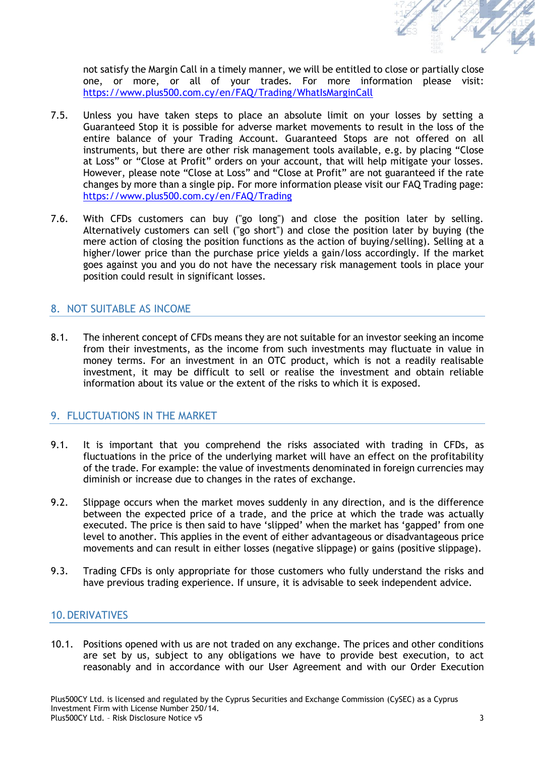not satisfy the Margin Call in a timely manner, we will be entitled to close or partially close one, or more, or all of your trades. For more information please visit: https://www.plus500.com.cy/en/FAQ/Trading/WhatIsMarginCall

7.5. Unless you have taken steps to place an absolute limit on your losses by setting a Guaranteed Stop it is possible for adverse market movements to result in the loss of the entire balance of your Trading Account. Guaranteed Stops are not offered on all instruments, but there are other risk management tools available, e.g. by placing “Close at Loss” or “Close at Profit” orders on your account, that will help mitigate your losses. However, please note “Close at Loss” and “Close at Profit” are not guaranteed if the rate changes by more than a single pip. For more information please visit our FAQ Trading page: https://www.plus500.com.cy/en/FAQ/Trading

7.6. With CFDs customers can buy ("go long") and close the position later by selling. Alternatively customers can sell ("go short") and close the position later by buying (the mere action of closing the position functions as the action of buying/selling). Selling at a higher/lower price than the purchase price yields a gain/loss accordingly. If the market goes against you and you do not have the necessary risk management tools in place your position could result in significant losses.

## 8. NOT SUITABLE AS INCOME

8.1. The inherent concept of CFDs means they are not suitable for an investor seeking an income from their investments, as the income from such investments may fluctuate in value in money terms. For an investment in an OTC product, which is not a readily realisable investment, it may be difficult to sell or realise the investment and obtain reliable information about its value or the extent of the risks to which it is exposed.

## 9. FLUCTUATIONS IN THE MARKET

9.1. It is important that you comprehend the risks associated with trading in CFDs, as fluctuations in the price of the underlying market will have an effect on the profitability of the trade. For example: the value of investments denominated in foreign currencies may diminish or increase due to changes in the rates of exchange.

9.2. Slippage occurs when the market moves suddenly in any direction, and is the difference between the expected price of a trade, and the price at which the trade was actually executed. The price is then said to have ‘slipped’ when the market has ‘gapped’ from one level to another. This applies in the event of either advantageous or disadvantageous price movements and can result in either losses (negative slippage) or gains (positive slippage).

9.3. Trading CFDs is only appropriate for those customers who fully understand the risks and have previous trading experience. If unsure, it is advisable to seek independent advice.

## 10. DERIVATIVES

10.1. Positions opened with us are not traded on any exchange. The prices and other conditions are set by us, subject to any obligations we have to provide best execution, to act reasonably and in accordance with our User Agreement and with our Order Execution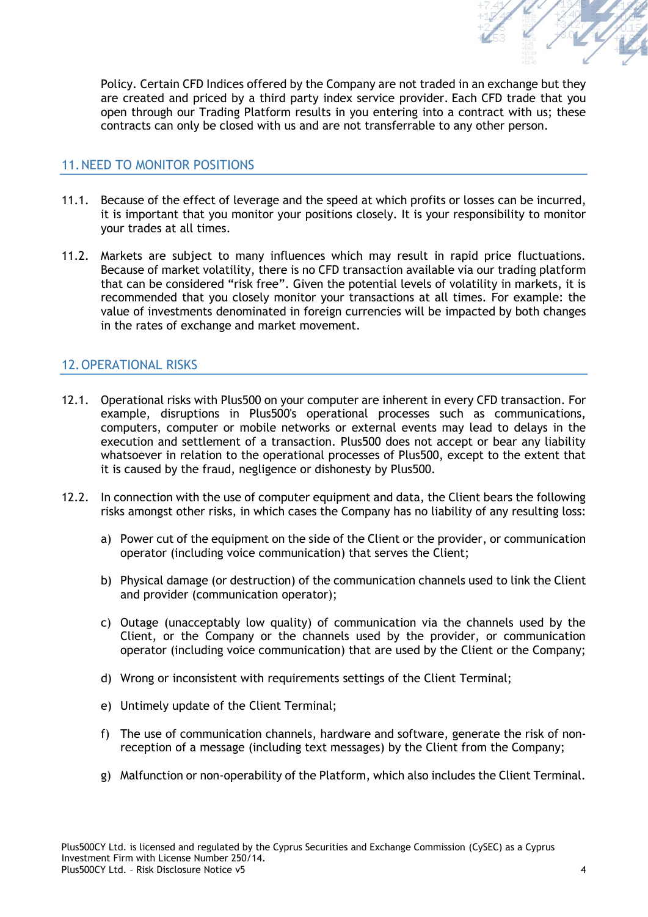Policy. Certain CFD Indices offered by the Company are not traded in an exchange but they are created and priced by a third party index service provider. Each CFD trade that you open through our Trading Platform results in you entering into a contract with us; these contracts can only be closed with us and are not transferrable to any other person.

## 11. NEED TO MONITOR POSITIONS

11.1. Because of the effect of leverage and the speed at which profits or losses can be incurred, it is important that you monitor your positions closely. It is your responsibility to monitor your trades at all times.

11.2. Markets are subject to many influences which may result in rapid price fluctuations. Because of market volatility, there is no CFD transaction available via our trading platform that can be considered “risk free”. Given the potential levels of volatility in markets, it is recommended that you closely monitor your transactions at all times. For example: the value of investments denominated in foreign currencies will be impacted by both changes in the rates of exchange and market movement.

## 12. OPERATIONAL RISKS

12.1. Operational risks with Plus500 on your computer are inherent in every CFD transaction. For example, disruptions in Plus500's operational processes such as communications, computers, computer or mobile networks or external events may lead to delays in the execution and settlement of a transaction. Plus500 does not accept or bear any liability whatsoever in relation to the operational processes of Plus500, except to the extent that it is caused by the fraud, negligence or dishonesty by Plus500.

12.2. In connection with the use of computer equipment and data, the Client bears the following risks amongst other risks, in which cases the Company has no liability of any resulting loss:

a) Power cut of the equipment on the side of the Client or the provider, or communication operator (including voice communication) that serves the Client;

b) Physical damage (or destruction) of the communication channels used to link the Client and provider (communication operator);

c) Outage (unacceptably low quality) of communication via the channels used by the Client, or the Company or the channels used by the provider, or communication operator (including voice communication) that are used by the Client or the Company;

d) Wrong or inconsistent with requirements settings of the Client Terminal;

e) Untimely update of the Client Terminal;

f) The use of communication channels, hardware and software, generate the risk of non-reception of a message (including text messages) by the Client from the Company;

g) Malfunction or non-operability of the Platform, which also includes the Client Terminal.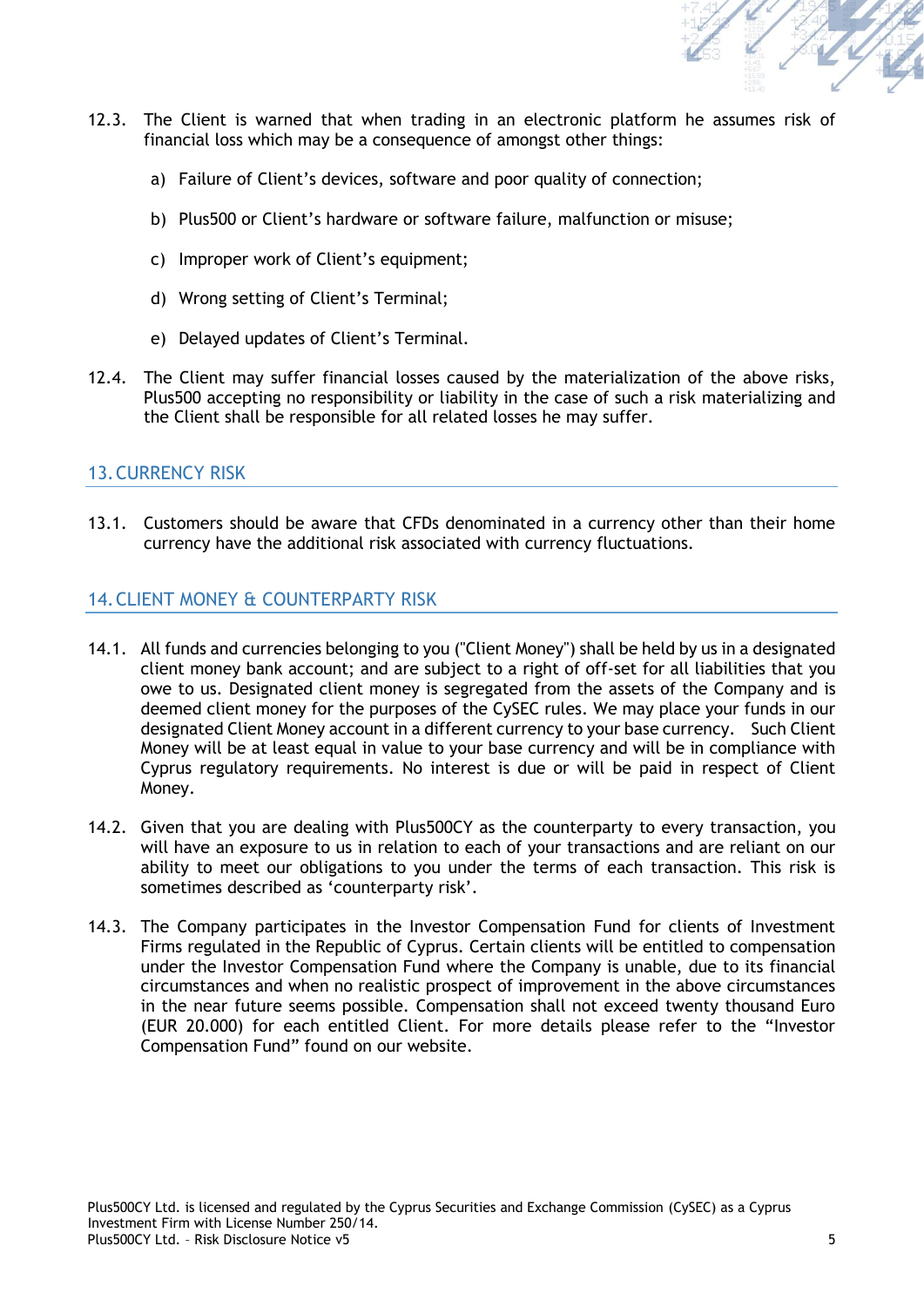12.3. The Client is warned that when trading in an electronic platform he assumes risk of financial loss which may be a consequence of amongst other things:

a) Failure of Client's devices, software and poor quality of connection;

b) Plus500 or Client's hardware or software failure, malfunction or misuse;

c) Improper work of Client's equipment;

d) Wrong setting of Client's Terminal;

e) Delayed updates of Client's Terminal.

12.4. The Client may suffer financial losses caused by the materialization of the above risks, Plus500 accepting no responsibility or liability in the case of such a risk materializing and the Client shall be responsible for all related losses he may suffer.

## 13. CURRENCY RISK

13.1. Customers should be aware that CFDs denominated in a currency other than their home currency have the additional risk associated with currency fluctuations.

## 14. CLIENT MONEY & COUNTERPARTY RISK

14.1. All funds and currencies belonging to you ("Client Money") shall be held by us in a designated client money bank account; and are subject to a right of off-set for all liabilities that you owe to us. Designated client money is segregated from the assets of the Company and is deemed client money for the purposes of the CySEC rules. We may place your funds in our designated Client Money account in a different currency to your base currency. Such Client Money will be at least equal in value to your base currency and will be in compliance with Cyprus regulatory requirements. No interest is due or will be paid in respect of Client Money.

14.2. Given that you are dealing with Plus500CY as the counterparty to every transaction, you will have an exposure to us in relation to each of your transactions and are reliant on our ability to meet our obligations to you under the terms of each transaction. This risk is sometimes described as 'counterparty risk'.

14.3. The Company participates in the Investor Compensation Fund for clients of Investment Firms regulated in the Republic of Cyprus. Certain clients will be entitled to compensation under the Investor Compensation Fund where the Company is unable, due to its financial circumstances and when no realistic prospect of improvement in the above circumstances in the near future seems possible. Compensation shall not exceed twenty thousand Euro (EUR 20.000) for each entitled Client. For more details please refer to the "Investor Compensation Fund" found on our website.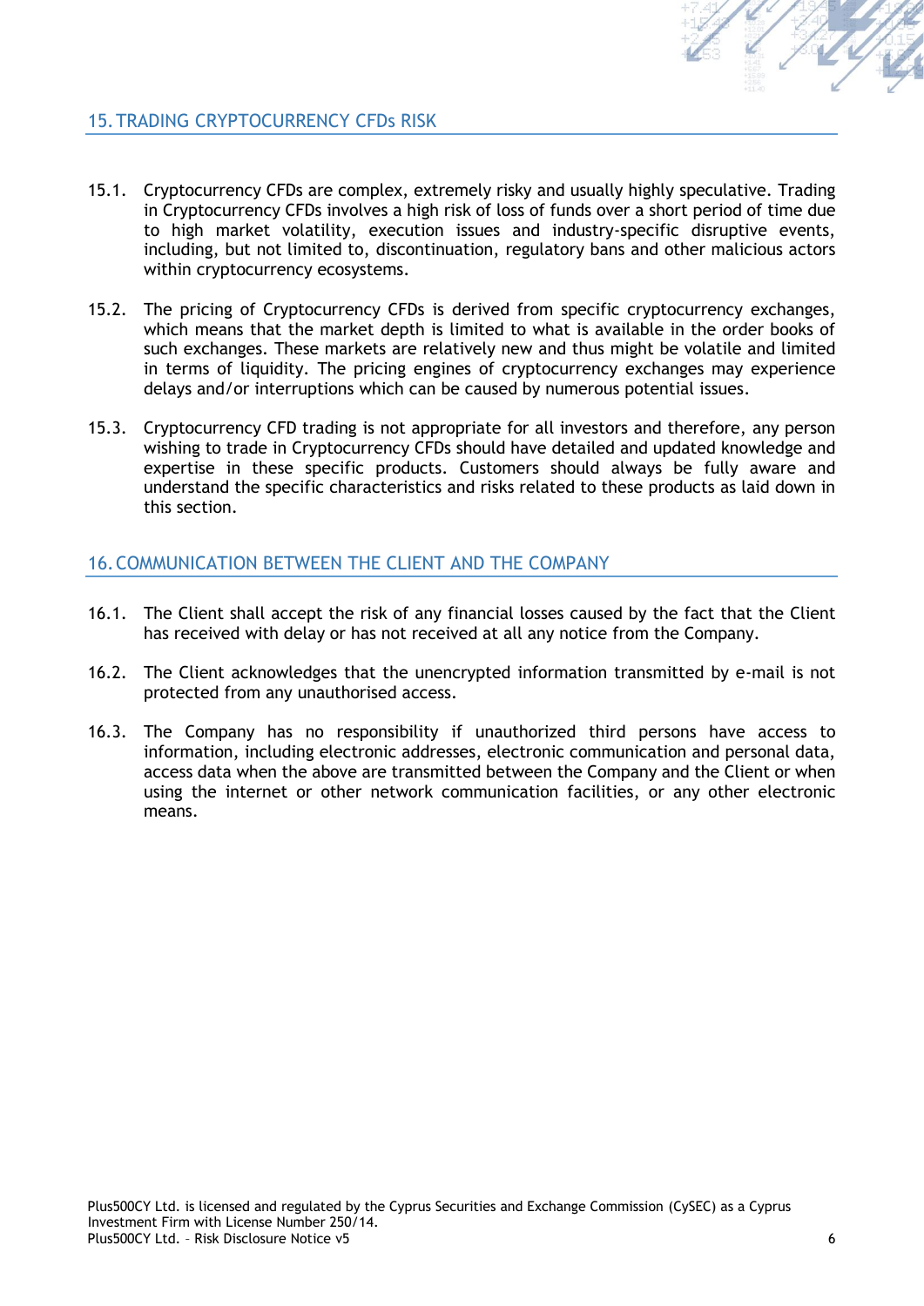## 15. TRADING CRYPTOCURRENCY CFDs RISK

15.1. Cryptocurrency CFDs are complex, extremely risky and usually highly speculative. Trading in Cryptocurrency CFDs involves a high risk of loss of funds over a short period of time due to high market volatility, execution issues and industry-specific disruptive events, including, but not limited to, discontinuation, regulatory bans and other malicious actors within cryptocurrency ecosystems.

15.2. The pricing of Cryptocurrency CFDs is derived from specific cryptocurrency exchanges, which means that the market depth is limited to what is available in the order books of such exchanges. These markets are relatively new and thus might be volatile and limited in terms of liquidity. The pricing engines of cryptocurrency exchanges may experience delays and/or interruptions which can be caused by numerous potential issues.

15.3. Cryptocurrency CFD trading is not appropriate for all investors and therefore, any person wishing to trade in Cryptocurrency CFDs should have detailed and updated knowledge and expertise in these specific products. Customers should always be fully aware and understand the specific characteristics and risks related to these products as laid down in this section.

## 16. COMMUNICATION BETWEEN THE CLIENT AND THE COMPANY

16.1. The Client shall accept the risk of any financial losses caused by the fact that the Client has received with delay or has not received at all any notice from the Company.

16.2. The Client acknowledges that the unencrypted information transmitted by e-mail is not protected from any unauthorised access.

16.3. The Company has no responsibility if unauthorized third persons have access to information, including electronic addresses, electronic communication and personal data, access data when the above are transmitted between the Company and the Client or when using the internet or other network communication facilities, or any other electronic means.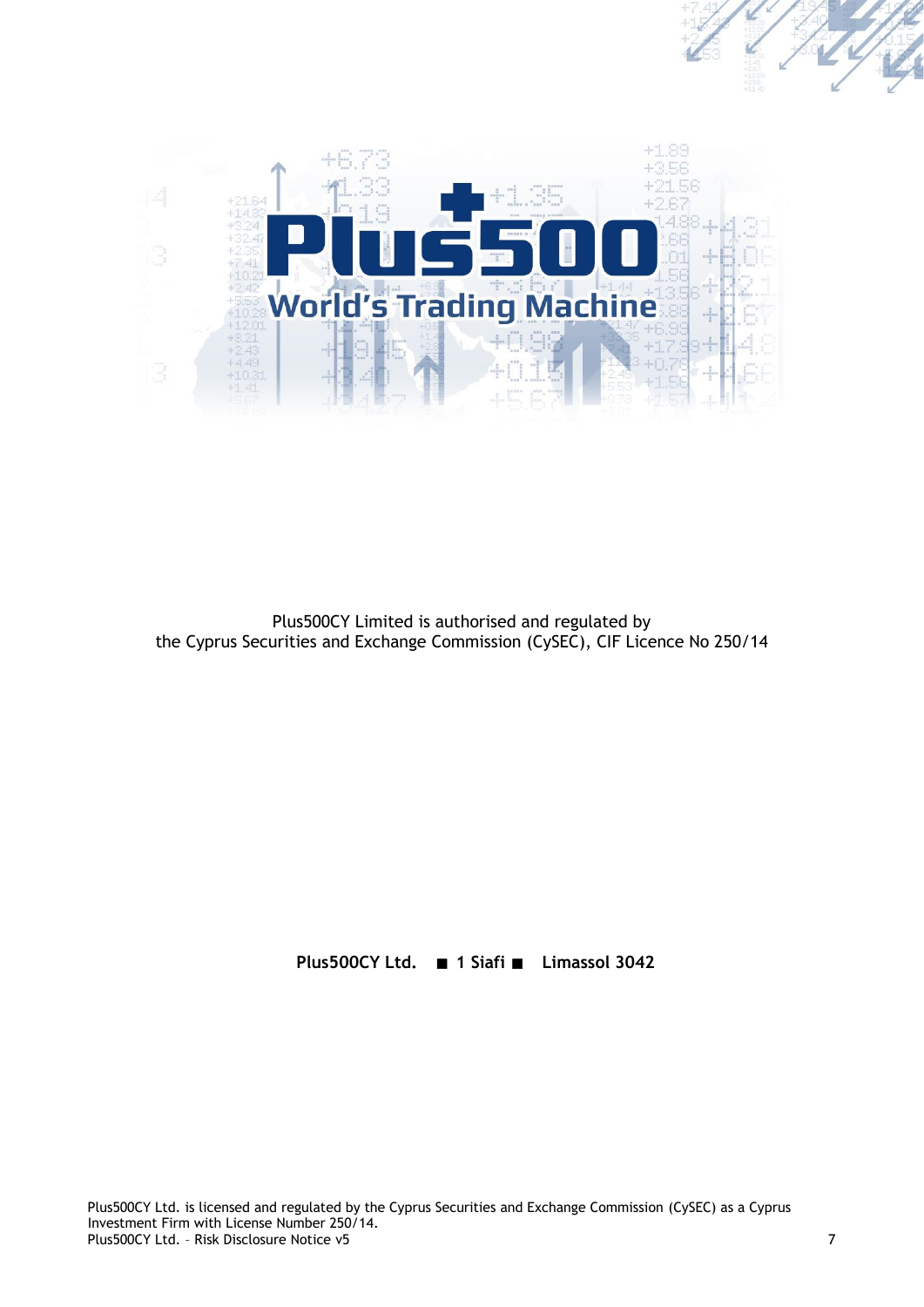Plus500CY Limited is authorised and regulated by
the Cyprus Securities and Exchange Commission (CySEC), CIF Licence No 250/14

**Plus500CY Ltd. ■ 1 Siafi ■ Limassol 3042**

Plus500CY Ltd. is licensed and regulated by the Cyprus Securities and Exchange Commission (CySEC) as a Cyprus Investment Firm with License Number 250/14.